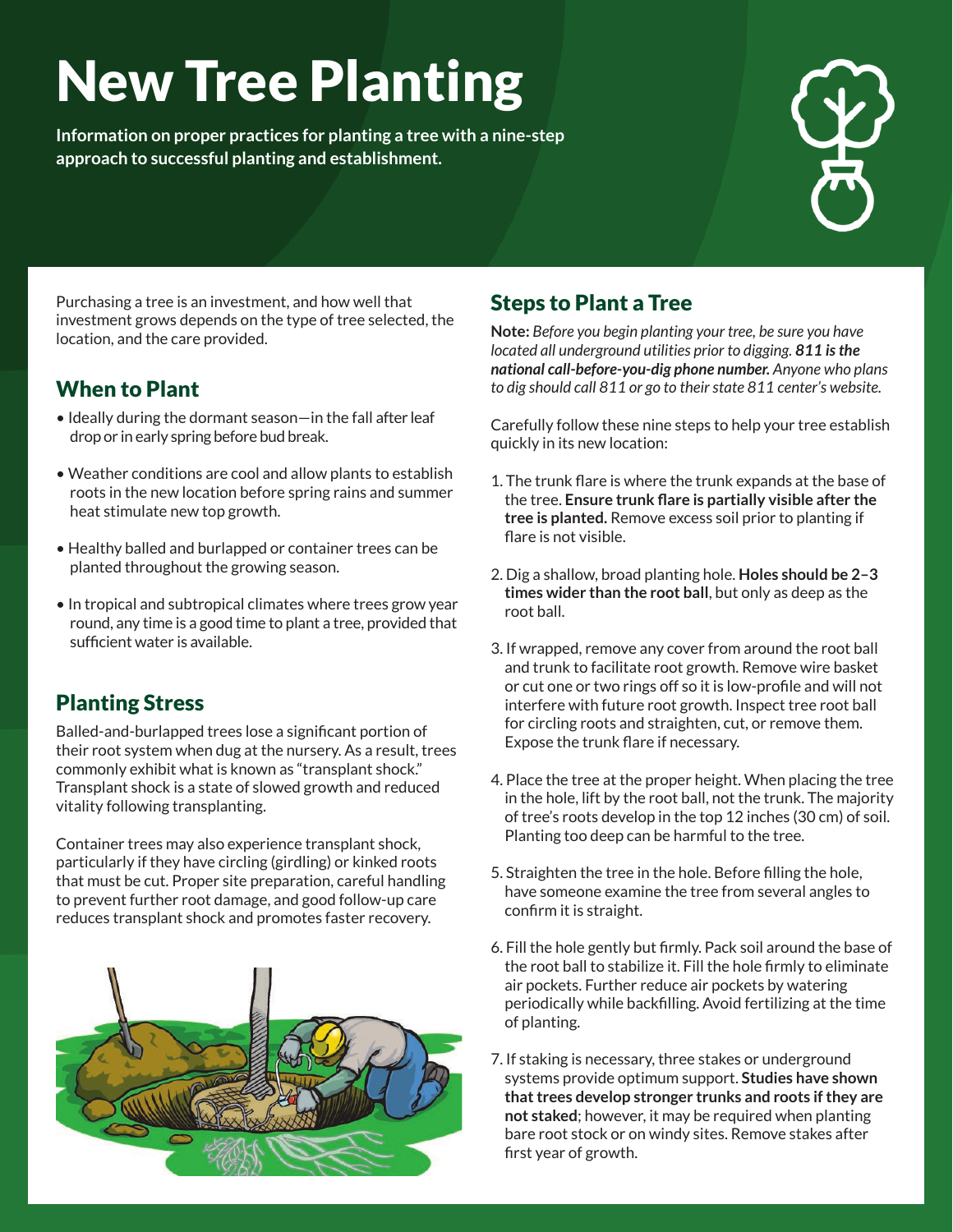# New Tree Planting

**Information on proper practices for planting a tree with a nine-step approach to successful planting and establishment.**

Purchasing a tree is an investment, and how well that investment grows depends on the type of tree selected, the location, and the care provided.

## When to Plant

- Ideally during the dormant season—in the fall after leaf drop or in early spring before bud break.
- Weather conditions are cool and allow plants to establish roots in the new location before spring rains and summer heat stimulate new top growth.
- Healthy balled and burlapped or container trees can be planted throughout the growing season.
- In tropical and subtropical climates where trees grow year round, any time is a good time to plant a tree, provided that sufficient water is available.

## Planting Stress

Balled-and-burlapped trees lose a significant portion of their root system when dug at the nursery. As a result, trees commonly exhibit what is known as "transplant shock." Transplant shock is a state of slowed growth and reduced vitality following transplanting.

Container trees may also experience transplant shock, particularly if they have circling (girdling) or kinked roots that must be cut. Proper site preparation, careful handling to prevent further root damage, and good follow-up care reduces transplant shock and promotes faster recovery.

## Steps to Plant a Tree

**Note:** *Before you begin planting your tree, be sure you have located all underground utilities prior to digging.* ***811 is the national call-before-you-dig phone number.*** *Anyone who plans to dig should call 811 or go to their state 811 center's website.*

Carefully follow these nine steps to help your tree establish quickly in its new location:

1. The trunk flare is where the trunk expands at the base of the tree. **Ensure trunk flare is partially visible after the tree is planted.** Remove excess soil prior to planting if flare is not visible.
2. Dig a shallow, broad planting hole. **Holes should be 2–3 times wider than the root ball**, but only as deep as the root ball.
3. If wrapped, remove any cover from around the root ball and trunk to facilitate root growth. Remove wire basket or cut one or two rings off so it is low-profile and will not interfere with future root growth. Inspect tree root ball for circling roots and straighten, cut, or remove them. Expose the trunk flare if necessary.
4. Place the tree at the proper height. When placing the tree in the hole, lift by the root ball, not the trunk. The majority of tree's roots develop in the top 12 inches (30 cm) of soil. Planting too deep can be harmful to the tree.
5. Straighten the tree in the hole. Before filling the hole, have someone examine the tree from several angles to confirm it is straight.
6. Fill the hole gently but firmly. Pack soil around the base of the root ball to stabilize it. Fill the hole firmly to eliminate air pockets. Further reduce air pockets by watering periodically while backfilling. Avoid fertilizing at the time of planting.
7. If staking is necessary, three stakes or underground systems provide optimum support. **Studies have shown that trees develop stronger trunks and roots if they are not staked**; however, it may be required when planting bare root stock or on windy sites. Remove stakes after first year of growth.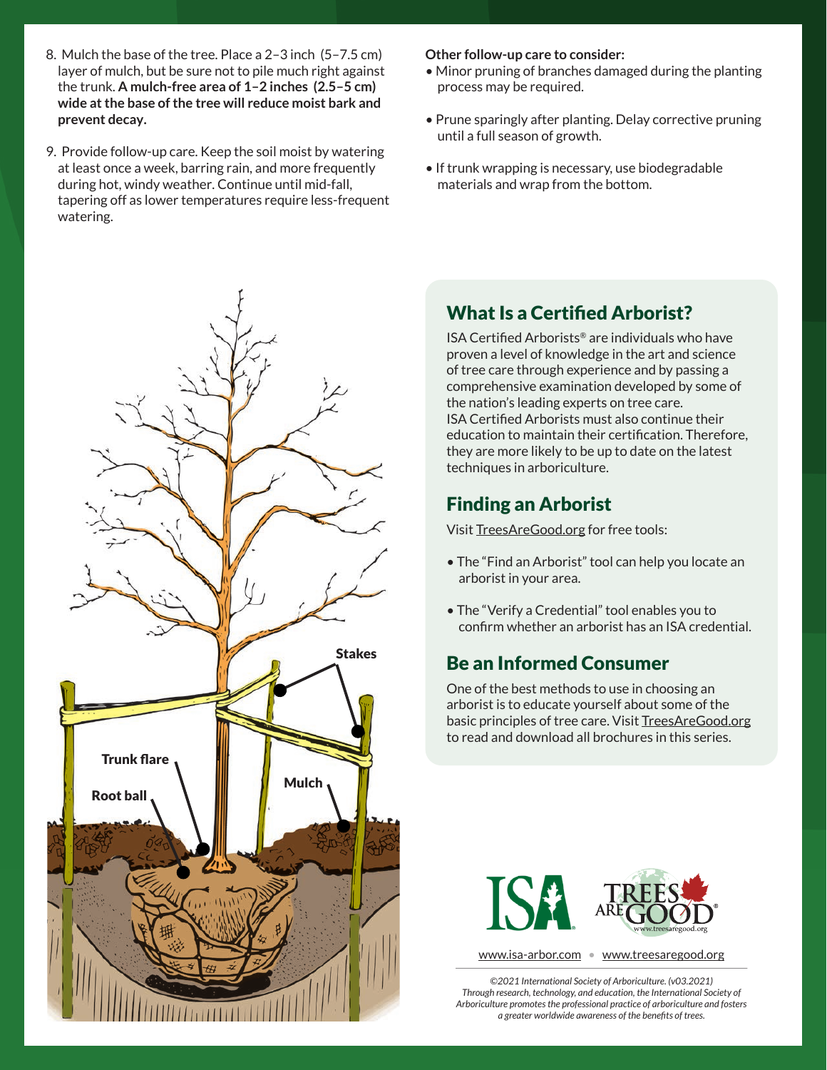8. Mulch the base of the tree. Place a 2–3 inch (5–7.5 cm) layer of mulch, but be sure not to pile much right against the trunk. **A mulch-free area of 1–2 inches (2.5–5 cm) wide at the base of the tree will reduce moist bark and prevent decay.**

9. Provide follow-up care. Keep the soil moist by watering at least once a week, barring rain, and more frequently during hot, windy weather. Continue until mid-fall, tapering off as lower temperatures require less-frequent watering.

**Other follow-up care to consider:**

- Minor pruning of branches damaged during the planting process may be required.
- Prune sparingly after planting. Delay corrective pruning until a full season of growth.
- If trunk wrapping is necessary, use biodegradable materials and wrap from the bottom.

Stakes

Trunk flare

Root ball

Mulch

## What Is a Certified Arborist?

ISA Certified Arborists® are individuals who have proven a level of knowledge in the art and science of tree care through experience and by passing a comprehensive examination developed by some of the nation's leading experts on tree care. ISA Certified Arborists must also continue their education to maintain their certification. Therefore, they are more likely to be up to date on the latest techniques in arboriculture.

## Finding an Arborist

Visit TreesAreGood.org for free tools:

- The "Find an Arborist" tool can help you locate an arborist in your area.
- The "Verify a Credential" tool enables you to confirm whether an arborist has an ISA credential.

## Be an Informed Consumer

One of the best methods to use in choosing an arborist is to educate yourself about some of the basic principles of tree care. Visit TreesAreGood.org to read and download all brochures in this series.

www.isa-arbor.com • www.treesaregood.org

*©2021 International Society of Arboriculture. (v03.2021) Through research, technology, and education, the International Society of Arboriculture promotes the professional practice of arboriculture and fosters a greater worldwide awareness of the benefits of trees.*